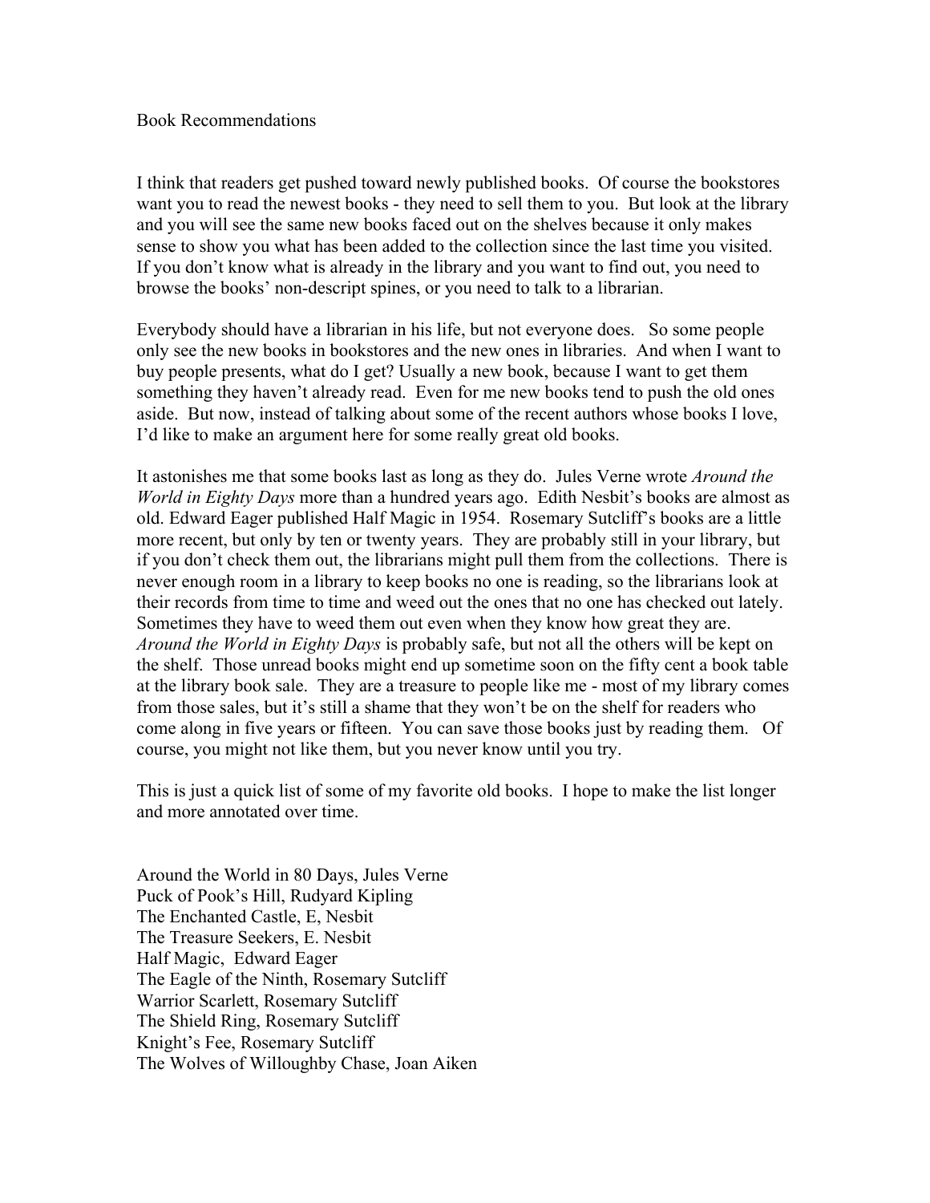# Book Recommendations

I think that readers get pushed toward newly published books. Of course the bookstores want you to read the newest books - they need to sell them to you. But look at the library and you will see the same new books faced out on the shelves because it only makes sense to show you what has been added to the collection since the last time you visited. If you don't know what is already in the library and you want to find out, you need to browse the books' non-descript spines, or you need to talk to a librarian.

Everybody should have a librarian in his life, but not everyone does. So some people only see the new books in bookstores and the new ones in libraries. And when I want to buy people presents, what do I get? Usually a new book, because I want to get them something they haven't already read. Even for me new books tend to push the old ones aside. But now, instead of talking about some of the recent authors whose books I love, I'd like to make an argument here for some really great old books.

It astonishes me that some books last as long as they do. Jules Verne wrote *Around the World in Eighty Days* more than a hundred years ago. Edith Nesbit's books are almost as old. Edward Eager published Half Magic in 1954. Rosemary Sutcliff's books are a little more recent, but only by ten or twenty years. They are probably still in your library, but if you don't check them out, the librarians might pull them from the collections. There is never enough room in a library to keep books no one is reading, so the librarians look at their records from time to time and weed out the ones that no one has checked out lately. Sometimes they have to weed them out even when they know how great they are. *Around the World in Eighty Days* is probably safe, but not all the others will be kept on the shelf. Those unread books might end up sometime soon on the fifty cent a book table at the library book sale. They are a treasure to people like me - most of my library comes from those sales, but it's still a shame that they won't be on the shelf for readers who come along in five years or fifteen. You can save those books just by reading them. Of course, you might not like them, but you never know until you try.

This is just a quick list of some of my favorite old books. I hope to make the list longer and more annotated over time.

Around the World in 80 Days, Jules Verne
Puck of Pook's Hill, Rudyard Kipling
The Enchanted Castle, E, Nesbit
The Treasure Seekers, E. Nesbit
Half Magic, Edward Eager
The Eagle of the Ninth, Rosemary Sutcliff
Warrior Scarlett, Rosemary Sutcliff
The Shield Ring, Rosemary Sutcliff
Knight's Fee, Rosemary Sutcliff
The Wolves of Willoughby Chase, Joan Aiken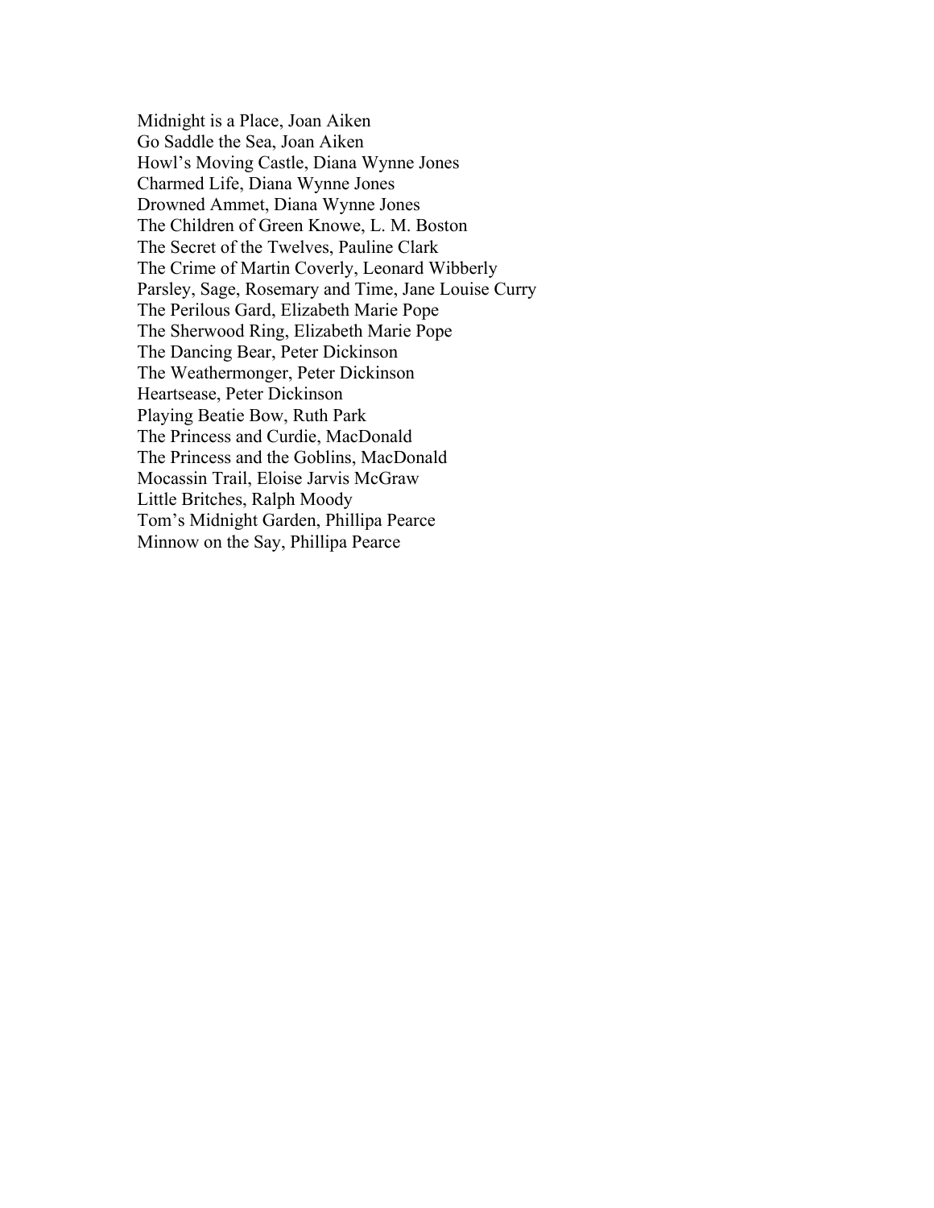Midnight is a Place, Joan Aiken
Go Saddle the Sea, Joan Aiken
Howl's Moving Castle, Diana Wynne Jones
Charmed Life, Diana Wynne Jones
Drowned Ammet, Diana Wynne Jones
The Children of Green Knowe, L. M. Boston
The Secret of the Twelves, Pauline Clark
The Crime of Martin Coverly, Leonard Wibberly
Parsley, Sage, Rosemary and Time, Jane Louise Curry
The Perilous Gard, Elizabeth Marie Pope
The Sherwood Ring, Elizabeth Marie Pope
The Dancing Bear, Peter Dickinson
The Weathermonger, Peter Dickinson
Heartsease, Peter Dickinson
Playing Beatie Bow, Ruth Park
The Princess and Curdie, MacDonald
The Princess and the Goblins, MacDonald
Mocassin Trail, Eloise Jarvis McGraw
Little Britches, Ralph Moody
Tom's Midnight Garden, Phillipa Pearce
Minnow on the Say, Phillipa Pearce